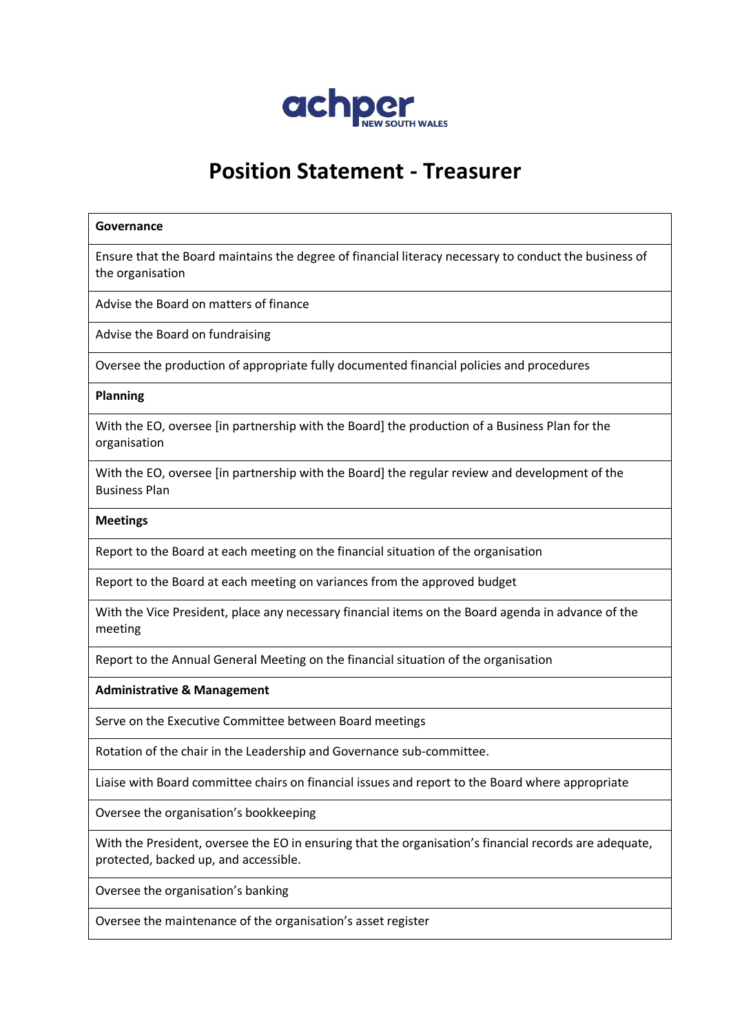achper NEW SOUTH WALES

# Position Statement - Treasurer

| **Governance** |
|---|
| Ensure that the Board maintains the degree of financial literacy necessary to conduct the business of the organisation |
| Advise the Board on matters of finance |
| Advise the Board on fundraising |
| Oversee the production of appropriate fully documented financial policies and procedures |
| **Planning** |
| With the EO, oversee [in partnership with the Board] the production of a Business Plan for the organisation |
| With the EO, oversee [in partnership with the Board] the regular review and development of the Business Plan |
| **Meetings** |
| Report to the Board at each meeting on the financial situation of the organisation |
| Report to the Board at each meeting on variances from the approved budget |
| With the Vice President, place any necessary financial items on the Board agenda in advance of the meeting |
| Report to the Annual General Meeting on the financial situation of the organisation |
| **Administrative & Management** |
| Serve on the Executive Committee between Board meetings |
| Rotation of the chair in the Leadership and Governance sub-committee. |
| Liaise with Board committee chairs on financial issues and report to the Board where appropriate |
| Oversee the organisation's bookkeeping |
| With the President, oversee the EO in ensuring that the organisation's financial records are adequate, protected, backed up, and accessible. |
| Oversee the organisation's banking |
| Oversee the maintenance of the organisation's asset register |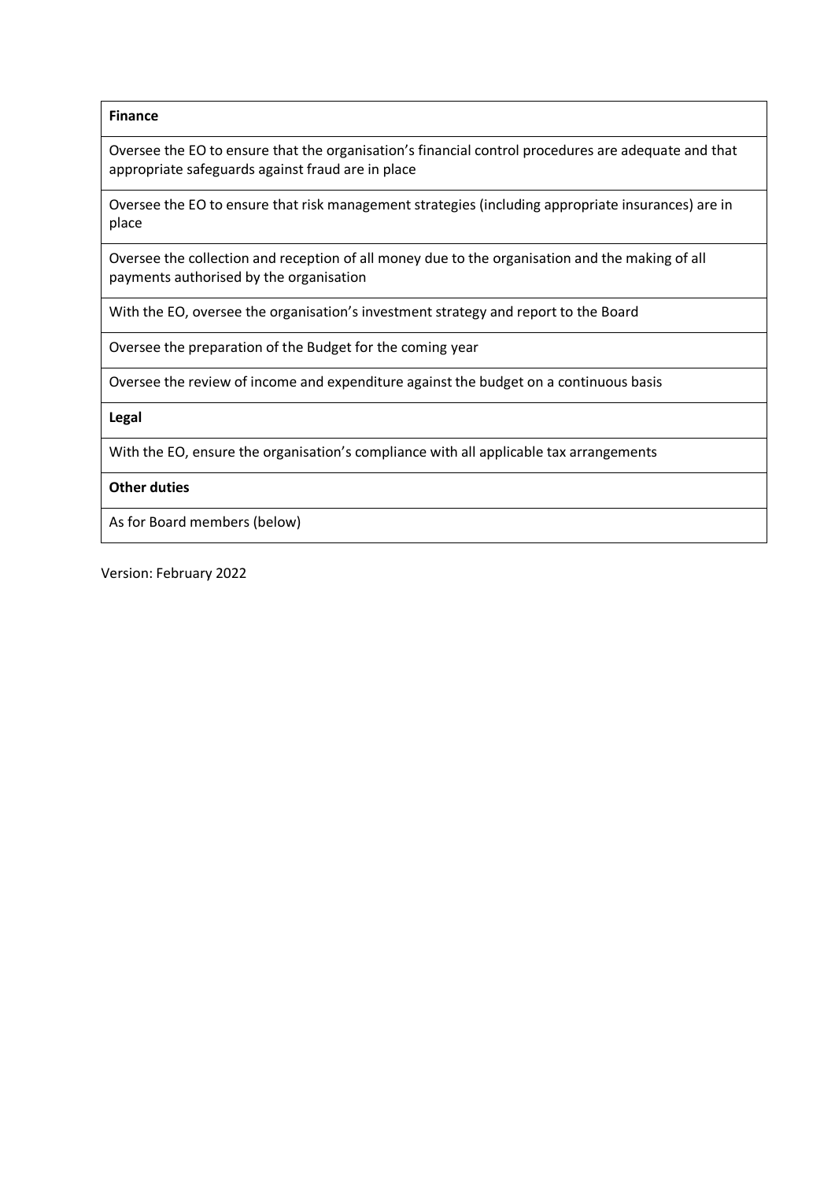| |
|---|
| **Finance** |
| Oversee the EO to ensure that the organisation's financial control procedures are adequate and that appropriate safeguards against fraud are in place |
| Oversee the EO to ensure that risk management strategies (including appropriate insurances) are in place |
| Oversee the collection and reception of all money due to the organisation and the making of all payments authorised by the organisation |
| With the EO, oversee the organisation's investment strategy and report to the Board |
| Oversee the preparation of the Budget for the coming year |
| Oversee the review of income and expenditure against the budget on a continuous basis |
| **Legal** |
| With the EO, ensure the organisation's compliance with all applicable tax arrangements |
| **Other duties** |
| As for Board members (below) |

Version: February 2022